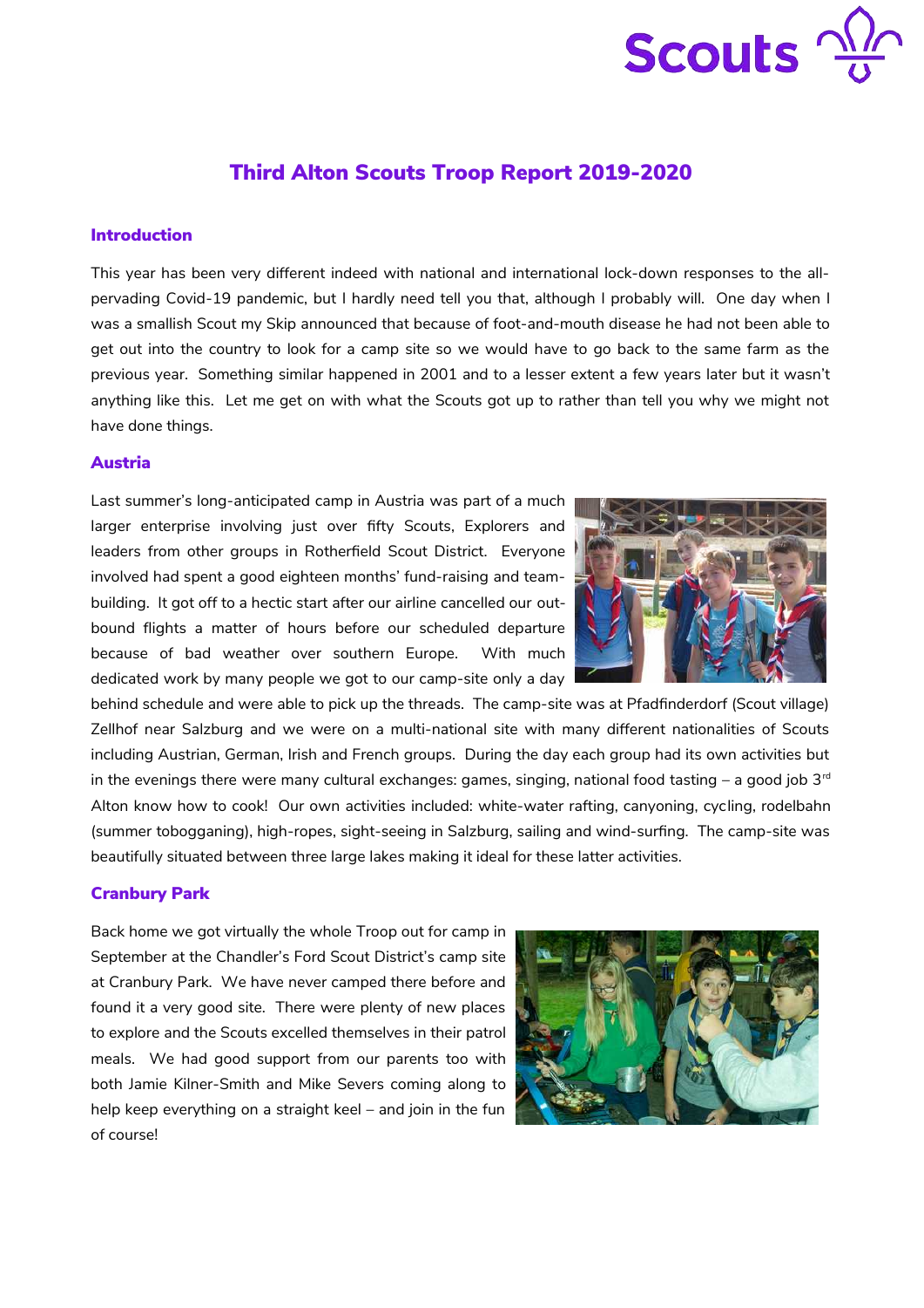# Third Alton Scouts Troop Report 2019-2020

## Introduction

This year has been very different indeed with national and international lock-down responses to the all-pervading Covid-19 pandemic, but I hardly need tell you that, although I probably will. One day when I was a smallish Scout my Skip announced that because of foot-and-mouth disease he had not been able to get out into the country to look for a camp site so we would have to go back to the same farm as the previous year. Something similar happened in 2001 and to a lesser extent a few years later but it wasn't anything like this. Let me get on with what the Scouts got up to rather than tell you why we might not have done things.

## Austria

Last summer's long-anticipated camp in Austria was part of a much larger enterprise involving just over fifty Scouts, Explorers and leaders from other groups in Rotherfield Scout District. Everyone involved had spent a good eighteen months' fund-raising and team-building. It got off to a hectic start after our airline cancelled our out-bound flights a matter of hours before our scheduled departure because of bad weather over southern Europe. With much dedicated work by many people we got to our camp-site only a day behind schedule and were able to pick up the threads. The camp-site was at Pfadfinderdorf (Scout village) Zellhof near Salzburg and we were on a multi-national site with many different nationalities of Scouts including Austrian, German, Irish and French groups. During the day each group had its own activities but in the evenings there were many cultural exchanges: games, singing, national food tasting – a good job 3rd Alton know how to cook! Our own activities included: white-water rafting, canyoning, cycling, rodelbahn (summer tobogganing), high-ropes, sight-seeing in Salzburg, sailing and wind-surfing. The camp-site was beautifully situated between three large lakes making it ideal for these latter activities.

## Cranbury Park

Back home we got virtually the whole Troop out for camp in September at the Chandler's Ford Scout District's camp site at Cranbury Park. We have never camped there before and found it a very good site. There were plenty of new places to explore and the Scouts excelled themselves in their patrol meals. We had good support from our parents too with both Jamie Kilner-Smith and Mike Severs coming along to help keep everything on a straight keel – and join in the fun of course!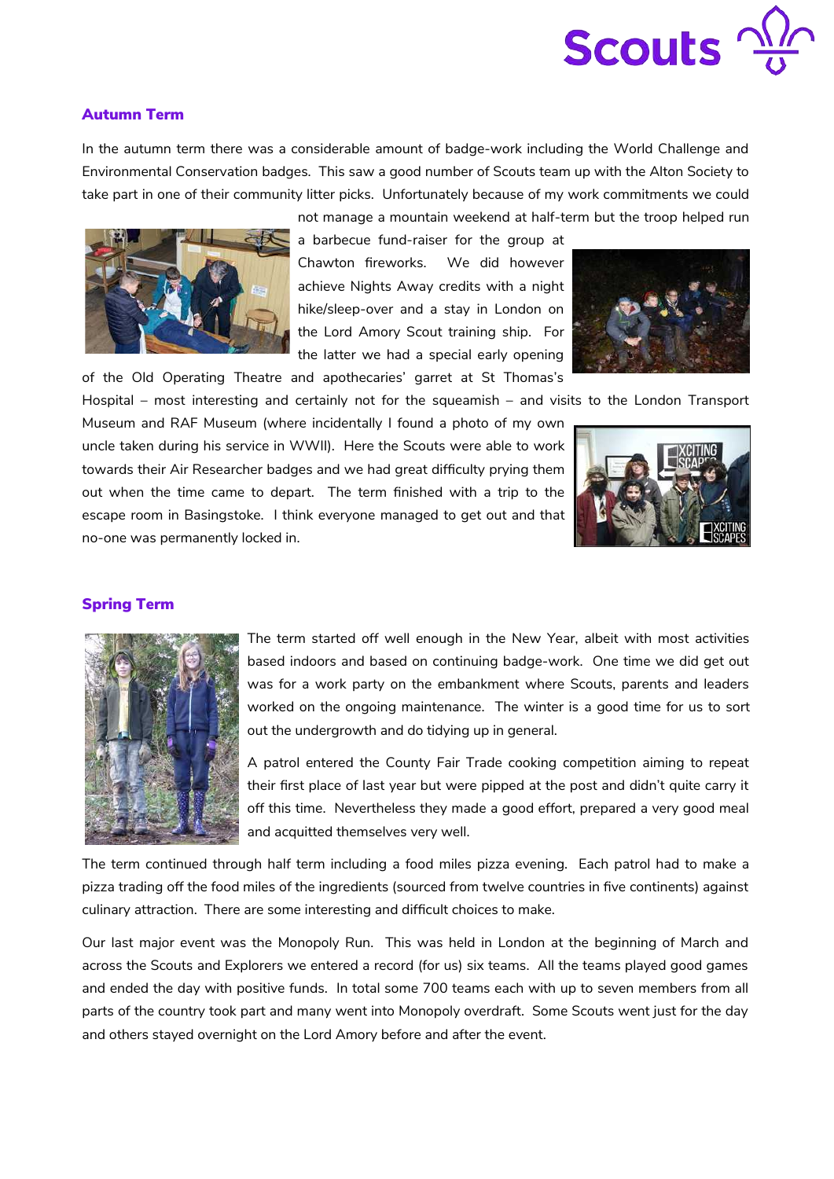## Autumn Term

In the autumn term there was a considerable amount of badge-work including the World Challenge and Environmental Conservation badges. This saw a good number of Scouts team up with the Alton Society to take part in one of their community litter picks. Unfortunately because of my work commitments we could not manage a mountain weekend at half-term but the troop helped run a barbecue fund-raiser for the group at Chawton fireworks. We did however achieve Nights Away credits with a night hike/sleep-over and a stay in London on the Lord Amory Scout training ship. For the latter we had a special early opening of the Old Operating Theatre and apothecaries' garret at St Thomas's Hospital – most interesting and certainly not for the squeamish – and visits to the London Transport Museum and RAF Museum (where incidentally I found a photo of my own uncle taken during his service in WWII). Here the Scouts were able to work towards their Air Researcher badges and we had great difficulty prying them out when the time came to depart. The term finished with a trip to the escape room in Basingstoke. I think everyone managed to get out and that no-one was permanently locked in.

## Spring Term

The term started off well enough in the New Year, albeit with most activities based indoors and based on continuing badge-work. One time we did get out was for a work party on the embankment where Scouts, parents and leaders worked on the ongoing maintenance. The winter is a good time for us to sort out the undergrowth and do tidying up in general.

A patrol entered the County Fair Trade cooking competition aiming to repeat their first place of last year but were pipped at the post and didn't quite carry it off this time. Nevertheless they made a good effort, prepared a very good meal and acquitted themselves very well.

The term continued through half term including a food miles pizza evening. Each patrol had to make a pizza trading off the food miles of the ingredients (sourced from twelve countries in five continents) against culinary attraction. There are some interesting and difficult choices to make.

Our last major event was the Monopoly Run. This was held in London at the beginning of March and across the Scouts and Explorers we entered a record (for us) six teams. All the teams played good games and ended the day with positive funds. In total some 700 teams each with up to seven members from all parts of the country took part and many went into Monopoly overdraft. Some Scouts went just for the day and others stayed overnight on the Lord Amory before and after the event.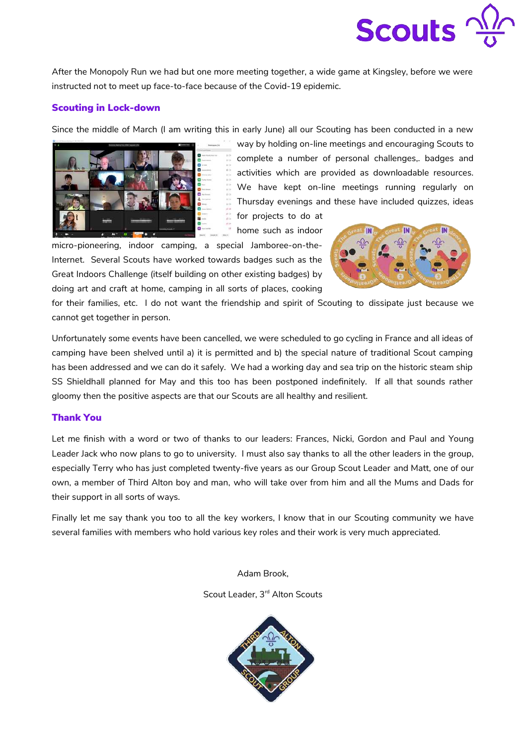After the Monopoly Run we had but one more meeting together, a wide game at Kingsley, before we were instructed not to meet up face-to-face because of the Covid-19 epidemic.

## Scouting in Lock-down

Since the middle of March (I am writing this in early June) all our Scouting has been conducted in a new way by holding on-line meetings and encouraging Scouts to complete a number of personal challenges,. badges and activities which are provided as downloadable resources. We have kept on-line meetings running regularly on Thursday evenings and these have included quizzes, ideas for projects to do at home such as indoor micro-pioneering, indoor camping, a special Jamboree-on-the-Internet. Several Scouts have worked towards badges such as the Great Indoors Challenge (itself building on other existing badges) by doing art and craft at home, camping in all sorts of places, cooking for their families, etc. I do not want the friendship and spirit of Scouting to dissipate just because we cannot get together in person.

Unfortunately some events have been cancelled, we were scheduled to go cycling in France and all ideas of camping have been shelved until a) it is permitted and b) the special nature of traditional Scout camping has been addressed and we can do it safely. We had a working day and sea trip on the historic steam ship SS Shieldhall planned for May and this too has been postponed indefinitely. If all that sounds rather gloomy then the positive aspects are that our Scouts are all healthy and resilient.

## Thank You

Let me finish with a word or two of thanks to our leaders: Frances, Nicki, Gordon and Paul and Young Leader Jack who now plans to go to university. I must also say thanks to all the other leaders in the group, especially Terry who has just completed twenty-five years as our Group Scout Leader and Matt, one of our own, a member of Third Alton boy and man, who will take over from him and all the Mums and Dads for their support in all sorts of ways.

Finally let me say thank you too to all the key workers, I know that in our Scouting community we have several families with members who hold various key roles and their work is very much appreciated.

Adam Brook,

Scout Leader, 3rd Alton Scouts